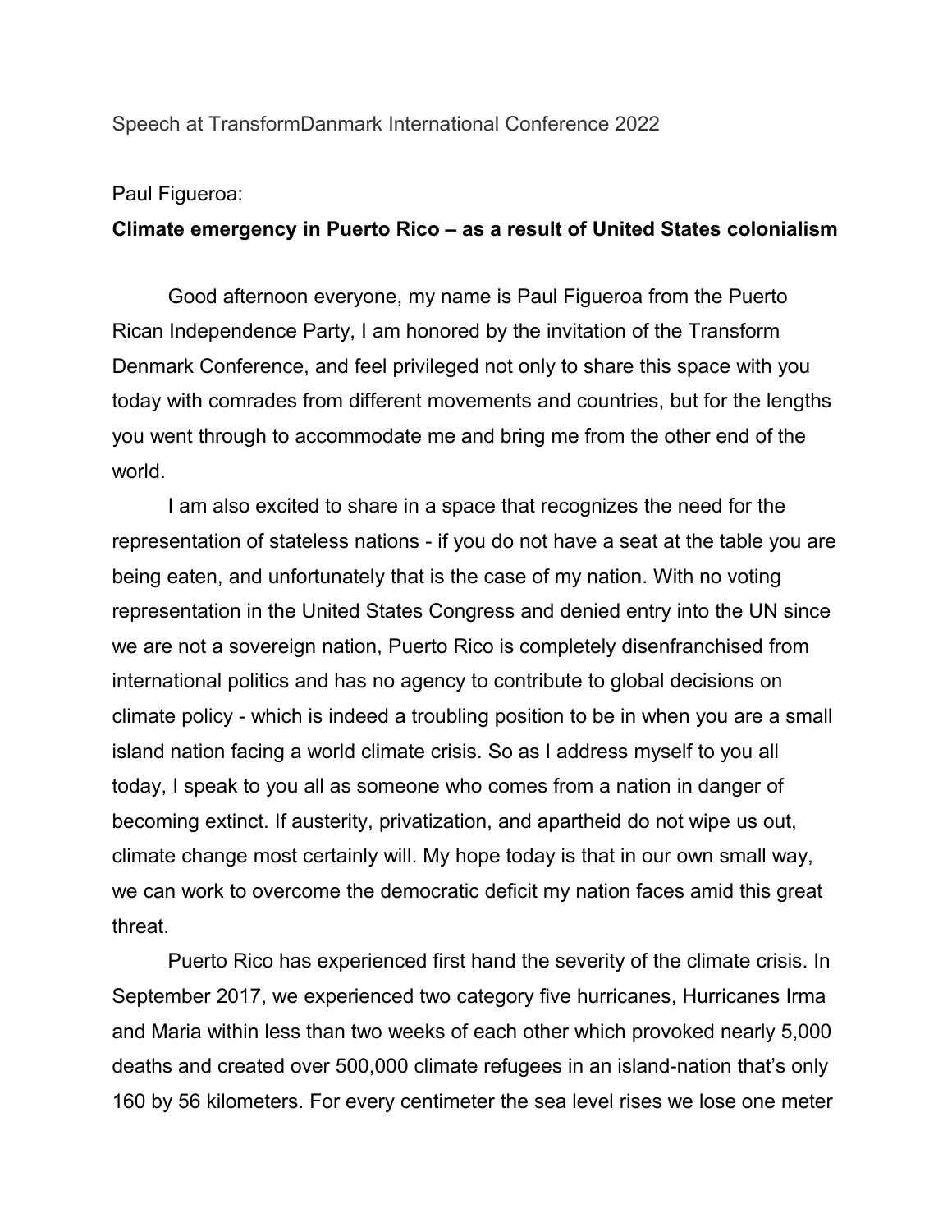Speech at TransformDanmark International Conference 2022

Paul Figueroa:

**Climate emergency in Puerto Rico – as a result of United States colonialism**

Good afternoon everyone, my name is Paul Figueroa from the Puerto Rican Independence Party, I am honored by the invitation of the Transform Denmark Conference, and feel privileged not only to share this space with you today with comrades from different movements and countries, but for the lengths you went through to accommodate me and bring me from the other end of the world.

I am also excited to share in a space that recognizes the need for the representation of stateless nations - if you do not have a seat at the table you are being eaten, and unfortunately that is the case of my nation. With no voting representation in the United States Congress and denied entry into the UN since we are not a sovereign nation, Puerto Rico is completely disenfranchised from international politics and has no agency to contribute to global decisions on climate policy - which is indeed a troubling position to be in when you are a small island nation facing a world climate crisis. So as I address myself to you all today, I speak to you all as someone who comes from a nation in danger of becoming extinct. If austerity, privatization, and apartheid do not wipe us out, climate change most certainly will. My hope today is that in our own small way, we can work to overcome the democratic deficit my nation faces amid this great threat.

Puerto Rico has experienced first hand the severity of the climate crisis. In September 2017, we experienced two category five hurricanes, Hurricanes Irma and Maria within less than two weeks of each other which provoked nearly 5,000 deaths and created over 500,000 climate refugees in an island-nation that's only 160 by 56 kilometers. For every centimeter the sea level rises we lose one meter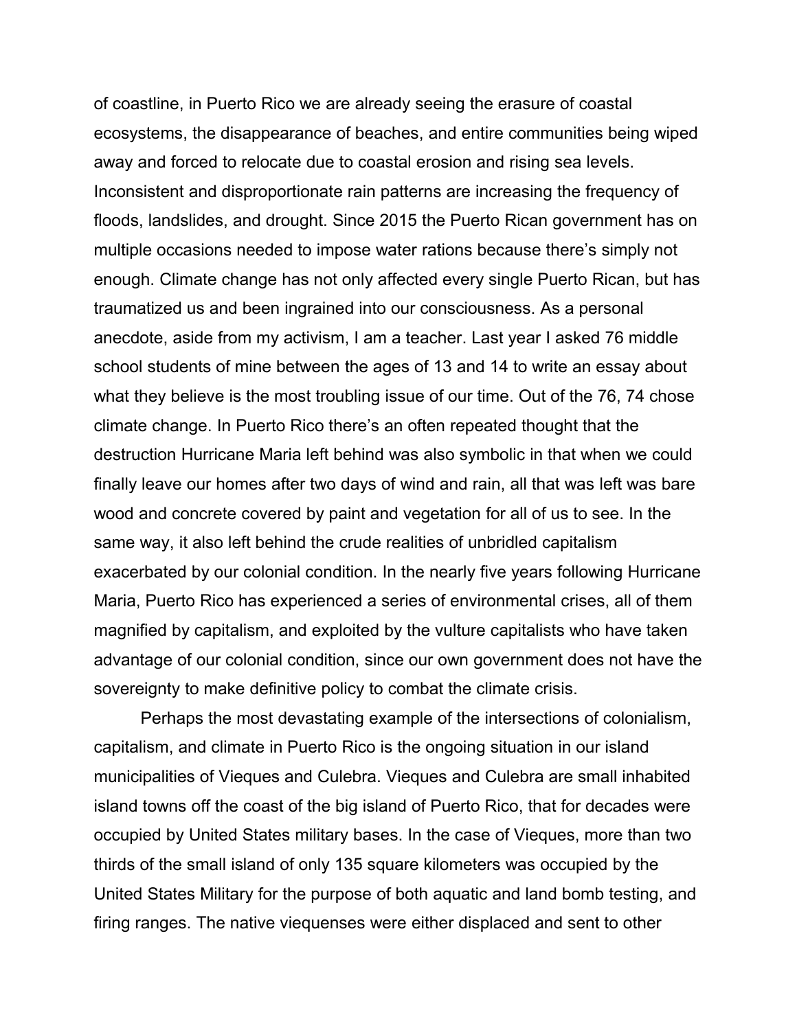of coastline, in Puerto Rico we are already seeing the erasure of coastal ecosystems, the disappearance of beaches, and entire communities being wiped away and forced to relocate due to coastal erosion and rising sea levels. Inconsistent and disproportionate rain patterns are increasing the frequency of floods, landslides, and drought. Since 2015 the Puerto Rican government has on multiple occasions needed to impose water rations because there's simply not enough. Climate change has not only affected every single Puerto Rican, but has traumatized us and been ingrained into our consciousness. As a personal anecdote, aside from my activism, I am a teacher. Last year I asked 76 middle school students of mine between the ages of 13 and 14 to write an essay about what they believe is the most troubling issue of our time. Out of the 76, 74 chose climate change. In Puerto Rico there's an often repeated thought that the destruction Hurricane Maria left behind was also symbolic in that when we could finally leave our homes after two days of wind and rain, all that was left was bare wood and concrete covered by paint and vegetation for all of us to see. In the same way, it also left behind the crude realities of unbridled capitalism exacerbated by our colonial condition. In the nearly five years following Hurricane Maria, Puerto Rico has experienced a series of environmental crises, all of them magnified by capitalism, and exploited by the vulture capitalists who have taken advantage of our colonial condition, since our own government does not have the sovereignty to make definitive policy to combat the climate crisis.

Perhaps the most devastating example of the intersections of colonialism, capitalism, and climate in Puerto Rico is the ongoing situation in our island municipalities of Vieques and Culebra. Vieques and Culebra are small inhabited island towns off the coast of the big island of Puerto Rico, that for decades were occupied by United States military bases. In the case of Vieques, more than two thirds of the small island of only 135 square kilometers was occupied by the United States Military for the purpose of both aquatic and land bomb testing, and firing ranges. The native viequenses were either displaced and sent to other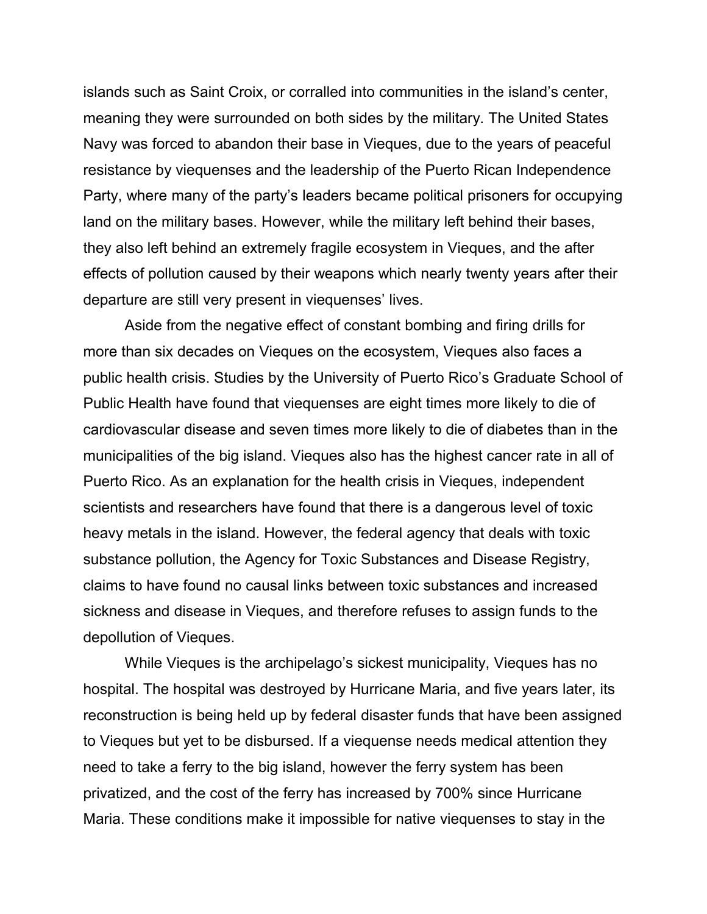islands such as Saint Croix, or corralled into communities in the island's center, meaning they were surrounded on both sides by the military. The United States Navy was forced to abandon their base in Vieques, due to the years of peaceful resistance by viequenses and the leadership of the Puerto Rican Independence Party, where many of the party's leaders became political prisoners for occupying land on the military bases. However, while the military left behind their bases, they also left behind an extremely fragile ecosystem in Vieques, and the after effects of pollution caused by their weapons which nearly twenty years after their departure are still very present in viequenses' lives.

Aside from the negative effect of constant bombing and firing drills for more than six decades on Vieques on the ecosystem, Vieques also faces a public health crisis. Studies by the University of Puerto Rico's Graduate School of Public Health have found that viequenses are eight times more likely to die of cardiovascular disease and seven times more likely to die of diabetes than in the municipalities of the big island. Vieques also has the highest cancer rate in all of Puerto Rico. As an explanation for the health crisis in Vieques, independent scientists and researchers have found that there is a dangerous level of toxic heavy metals in the island. However, the federal agency that deals with toxic substance pollution, the Agency for Toxic Substances and Disease Registry, claims to have found no causal links between toxic substances and increased sickness and disease in Vieques, and therefore refuses to assign funds to the depollution of Vieques.

While Vieques is the archipelago's sickest municipality, Vieques has no hospital. The hospital was destroyed by Hurricane Maria, and five years later, its reconstruction is being held up by federal disaster funds that have been assigned to Vieques but yet to be disbursed. If a viequense needs medical attention they need to take a ferry to the big island, however the ferry system has been privatized, and the cost of the ferry has increased by 700% since Hurricane Maria. These conditions make it impossible for native viequenses to stay in the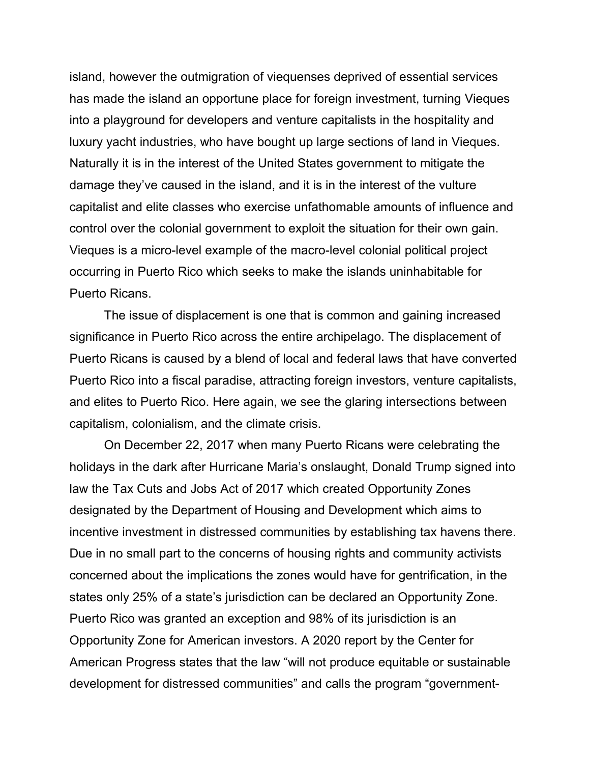island, however the outmigration of viequenses deprived of essential services has made the island an opportune place for foreign investment, turning Vieques into a playground for developers and venture capitalists in the hospitality and luxury yacht industries, who have bought up large sections of land in Vieques. Naturally it is in the interest of the United States government to mitigate the damage they've caused in the island, and it is in the interest of the vulture capitalist and elite classes who exercise unfathomable amounts of influence and control over the colonial government to exploit the situation for their own gain. Vieques is a micro-level example of the macro-level colonial political project occurring in Puerto Rico which seeks to make the islands uninhabitable for Puerto Ricans.

The issue of displacement is one that is common and gaining increased significance in Puerto Rico across the entire archipelago. The displacement of Puerto Ricans is caused by a blend of local and federal laws that have converted Puerto Rico into a fiscal paradise, attracting foreign investors, venture capitalists, and elites to Puerto Rico. Here again, we see the glaring intersections between capitalism, colonialism, and the climate crisis.

On December 22, 2017 when many Puerto Ricans were celebrating the holidays in the dark after Hurricane Maria's onslaught, Donald Trump signed into law the Tax Cuts and Jobs Act of 2017 which created Opportunity Zones designated by the Department of Housing and Development which aims to incentive investment in distressed communities by establishing tax havens there. Due in no small part to the concerns of housing rights and community activists concerned about the implications the zones would have for gentrification, in the states only 25% of a state's jurisdiction can be declared an Opportunity Zone. Puerto Rico was granted an exception and 98% of its jurisdiction is an Opportunity Zone for American investors. A 2020 report by the Center for American Progress states that the law "will not produce equitable or sustainable development for distressed communities" and calls the program "government-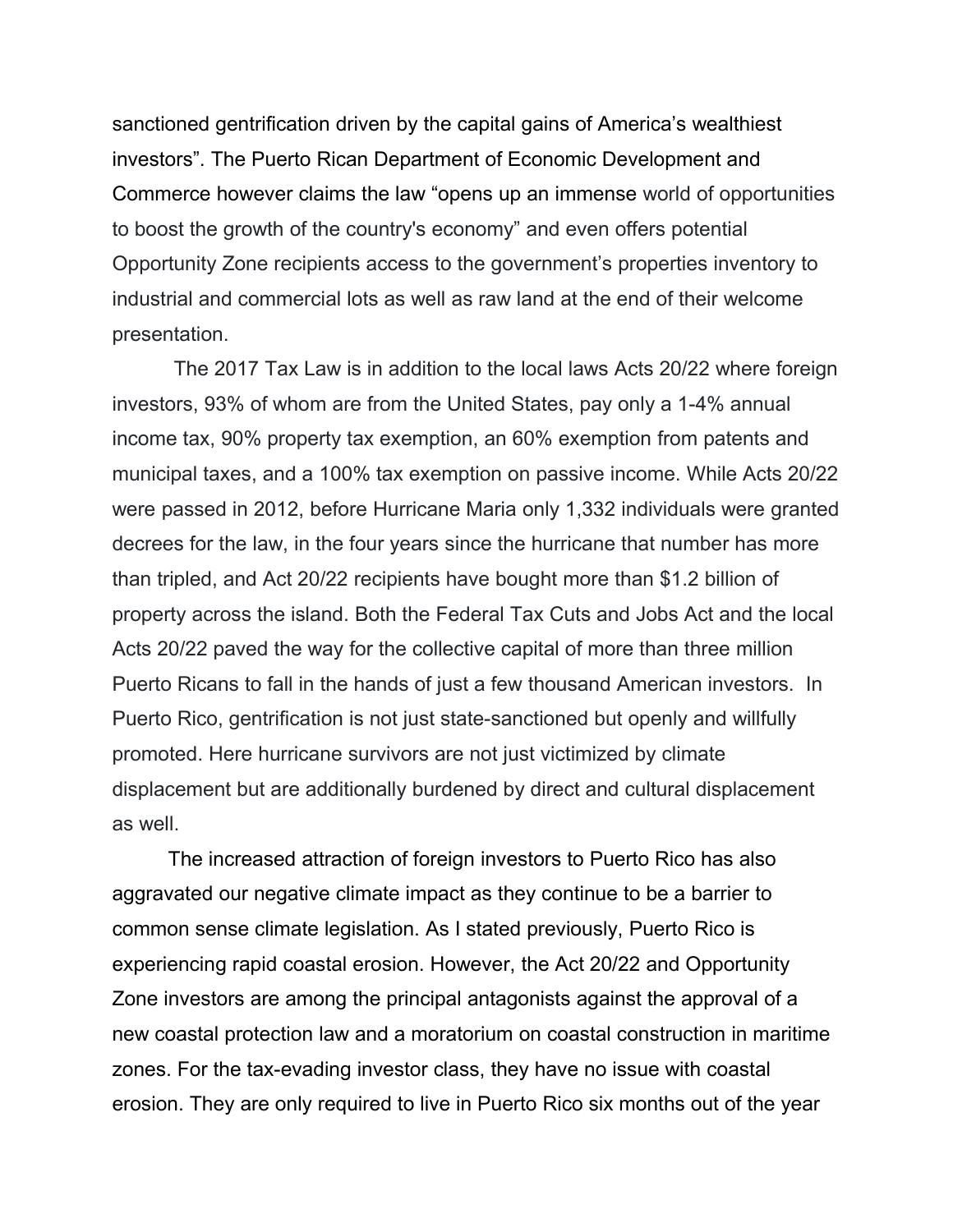sanctioned gentrification driven by the capital gains of America's wealthiest investors". The Puerto Rican Department of Economic Development and Commerce however claims the law "opens up an immense world of opportunities to boost the growth of the country's economy" and even offers potential Opportunity Zone recipients access to the government's properties inventory to industrial and commercial lots as well as raw land at the end of their welcome presentation.

The 2017 Tax Law is in addition to the local laws Acts 20/22 where foreign investors, 93% of whom are from the United States, pay only a 1-4% annual income tax, 90% property tax exemption, an 60% exemption from patents and municipal taxes, and a 100% tax exemption on passive income. While Acts 20/22 were passed in 2012, before Hurricane Maria only 1,332 individuals were granted decrees for the law, in the four years since the hurricane that number has more than tripled, and Act 20/22 recipients have bought more than $1.2 billion of property across the island. Both the Federal Tax Cuts and Jobs Act and the local Acts 20/22 paved the way for the collective capital of more than three million Puerto Ricans to fall in the hands of just a few thousand American investors. In Puerto Rico, gentrification is not just state-sanctioned but openly and willfully promoted. Here hurricane survivors are not just victimized by climate displacement but are additionally burdened by direct and cultural displacement as well.

The increased attraction of foreign investors to Puerto Rico has also aggravated our negative climate impact as they continue to be a barrier to common sense climate legislation. As I stated previously, Puerto Rico is experiencing rapid coastal erosion. However, the Act 20/22 and Opportunity Zone investors are among the principal antagonists against the approval of a new coastal protection law and a moratorium on coastal construction in maritime zones. For the tax-evading investor class, they have no issue with coastal erosion. They are only required to live in Puerto Rico six months out of the year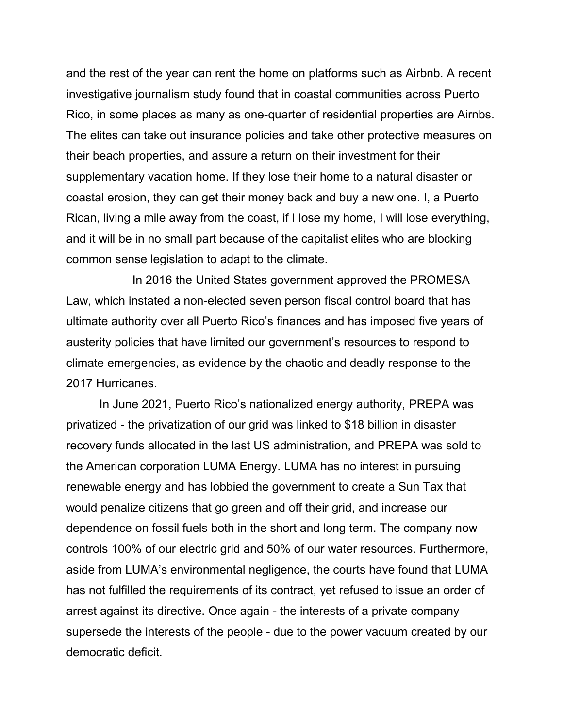and the rest of the year can rent the home on platforms such as Airbnb. A recent investigative journalism study found that in coastal communities across Puerto Rico, in some places as many as one-quarter of residential properties are Airnbs. The elites can take out insurance policies and take other protective measures on their beach properties, and assure a return on their investment for their supplementary vacation home. If they lose their home to a natural disaster or coastal erosion, they can get their money back and buy a new one. I, a Puerto Rican, living a mile away from the coast, if I lose my home, I will lose everything, and it will be in no small part because of the capitalist elites who are blocking common sense legislation to adapt to the climate.

In 2016 the United States government approved the PROMESA Law, which instated a non-elected seven person fiscal control board that has ultimate authority over all Puerto Rico's finances and has imposed five years of austerity policies that have limited our government's resources to respond to climate emergencies, as evidence by the chaotic and deadly response to the 2017 Hurricanes.

In June 2021, Puerto Rico's nationalized energy authority, PREPA was privatized - the privatization of our grid was linked to $18 billion in disaster recovery funds allocated in the last US administration, and PREPA was sold to the American corporation LUMA Energy. LUMA has no interest in pursuing renewable energy and has lobbied the government to create a Sun Tax that would penalize citizens that go green and off their grid, and increase our dependence on fossil fuels both in the short and long term. The company now controls 100% of our electric grid and 50% of our water resources. Furthermore, aside from LUMA's environmental negligence, the courts have found that LUMA has not fulfilled the requirements of its contract, yet refused to issue an order of arrest against its directive. Once again - the interests of a private company supersede the interests of the people - due to the power vacuum created by our democratic deficit.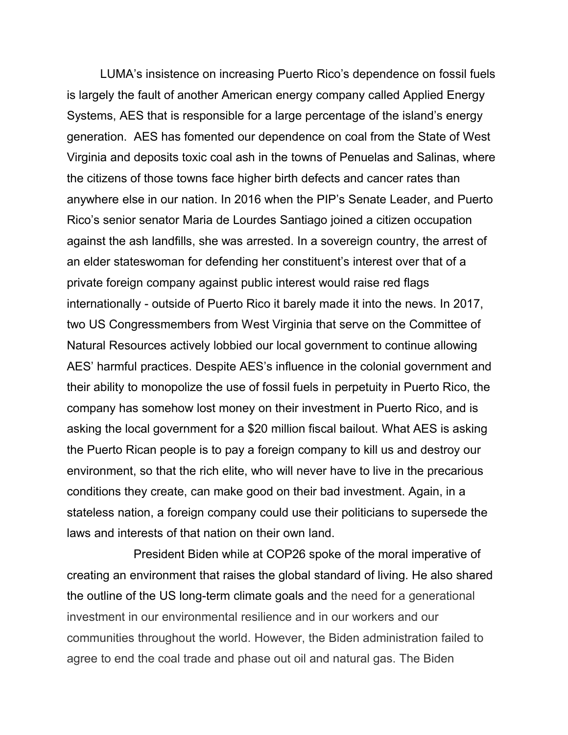LUMA's insistence on increasing Puerto Rico's dependence on fossil fuels is largely the fault of another American energy company called Applied Energy Systems, AES that is responsible for a large percentage of the island's energy generation. AES has fomented our dependence on coal from the State of West Virginia and deposits toxic coal ash in the towns of Penuelas and Salinas, where the citizens of those towns face higher birth defects and cancer rates than anywhere else in our nation. In 2016 when the PIP's Senate Leader, and Puerto Rico's senior senator Maria de Lourdes Santiago joined a citizen occupation against the ash landfills, she was arrested. In a sovereign country, the arrest of an elder stateswoman for defending her constituent's interest over that of a private foreign company against public interest would raise red flags internationally - outside of Puerto Rico it barely made it into the news. In 2017, two US Congressmembers from West Virginia that serve on the Committee of Natural Resources actively lobbied our local government to continue allowing AES' harmful practices. Despite AES's influence in the colonial government and their ability to monopolize the use of fossil fuels in perpetuity in Puerto Rico, the company has somehow lost money on their investment in Puerto Rico, and is asking the local government for a $20 million fiscal bailout. What AES is asking the Puerto Rican people is to pay a foreign company to kill us and destroy our environment, so that the rich elite, who will never have to live in the precarious conditions they create, can make good on their bad investment. Again, in a stateless nation, a foreign company could use their politicians to supersede the laws and interests of that nation on their own land.

President Biden while at COP26 spoke of the moral imperative of creating an environment that raises the global standard of living. He also shared the outline of the US long-term climate goals and the need for a generational investment in our environmental resilience and in our workers and our communities throughout the world. However, the Biden administration failed to agree to end the coal trade and phase out oil and natural gas. The Biden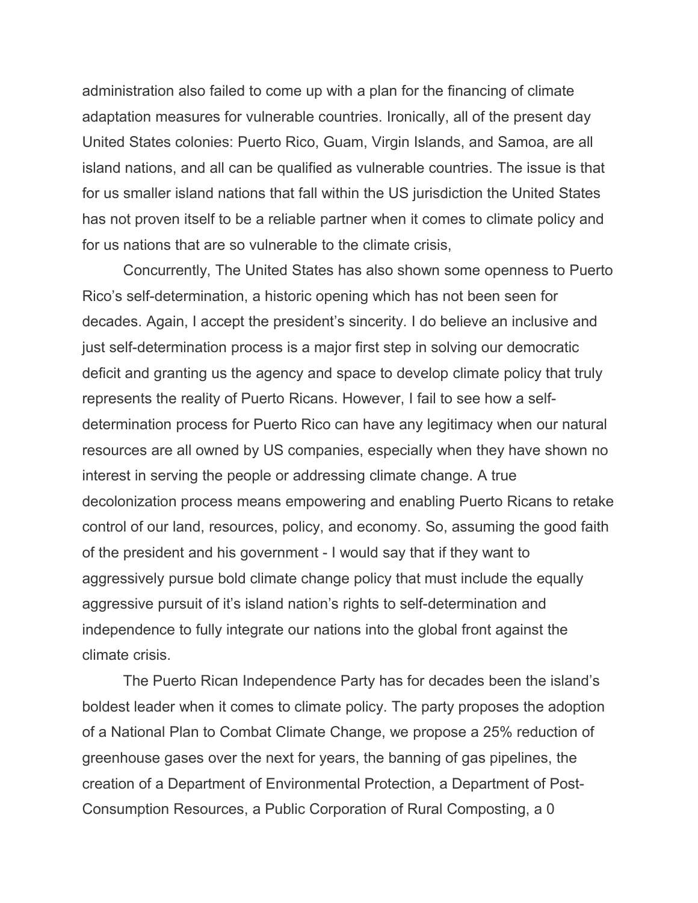administration also failed to come up with a plan for the financing of climate adaptation measures for vulnerable countries. Ironically, all of the present day United States colonies: Puerto Rico, Guam, Virgin Islands, and Samoa, are all island nations, and all can be qualified as vulnerable countries. The issue is that for us smaller island nations that fall within the US jurisdiction the United States has not proven itself to be a reliable partner when it comes to climate policy and for us nations that are so vulnerable to the climate crisis,

Concurrently, The United States has also shown some openness to Puerto Rico's self-determination, a historic opening which has not been seen for decades. Again, I accept the president's sincerity. I do believe an inclusive and just self-determination process is a major first step in solving our democratic deficit and granting us the agency and space to develop climate policy that truly represents the reality of Puerto Ricans. However, I fail to see how a self-determination process for Puerto Rico can have any legitimacy when our natural resources are all owned by US companies, especially when they have shown no interest in serving the people or addressing climate change. A true decolonization process means empowering and enabling Puerto Ricans to retake control of our land, resources, policy, and economy. So, assuming the good faith of the president and his government - I would say that if they want to aggressively pursue bold climate change policy that must include the equally aggressive pursuit of it's island nation's rights to self-determination and independence to fully integrate our nations into the global front against the climate crisis.

The Puerto Rican Independence Party has for decades been the island's boldest leader when it comes to climate policy. The party proposes the adoption of a National Plan to Combat Climate Change, we propose a 25% reduction of greenhouse gases over the next for years, the banning of gas pipelines, the creation of a Department of Environmental Protection, a Department of Post-Consumption Resources, a Public Corporation of Rural Composting, a 0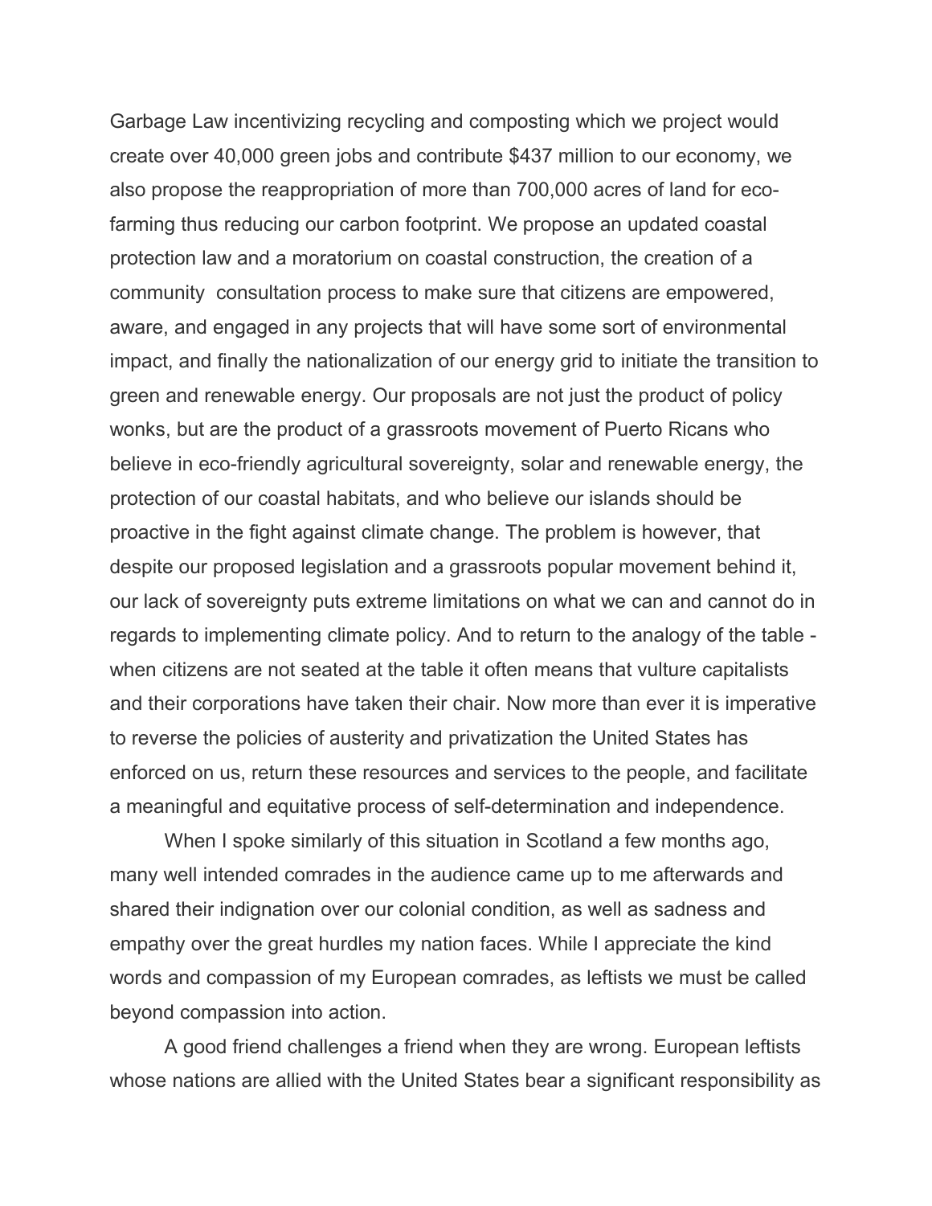Garbage Law incentivizing recycling and composting which we project would create over 40,000 green jobs and contribute $437 million to our economy, we also propose the reappropriation of more than 700,000 acres of land for eco-farming thus reducing our carbon footprint. We propose an updated coastal protection law and a moratorium on coastal construction, the creation of a community consultation process to make sure that citizens are empowered, aware, and engaged in any projects that will have some sort of environmental impact, and finally the nationalization of our energy grid to initiate the transition to green and renewable energy. Our proposals are not just the product of policy wonks, but are the product of a grassroots movement of Puerto Ricans who believe in eco-friendly agricultural sovereignty, solar and renewable energy, the protection of our coastal habitats, and who believe our islands should be proactive in the fight against climate change. The problem is however, that despite our proposed legislation and a grassroots popular movement behind it, our lack of sovereignty puts extreme limitations on what we can and cannot do in regards to implementing climate policy. And to return to the analogy of the table - when citizens are not seated at the table it often means that vulture capitalists and their corporations have taken their chair. Now more than ever it is imperative to reverse the policies of austerity and privatization the United States has enforced on us, return these resources and services to the people, and facilitate a meaningful and equitative process of self-determination and independence.

When I spoke similarly of this situation in Scotland a few months ago, many well intended comrades in the audience came up to me afterwards and shared their indignation over our colonial condition, as well as sadness and empathy over the great hurdles my nation faces. While I appreciate the kind words and compassion of my European comrades, as leftists we must be called beyond compassion into action.

A good friend challenges a friend when they are wrong. European leftists whose nations are allied with the United States bear a significant responsibility as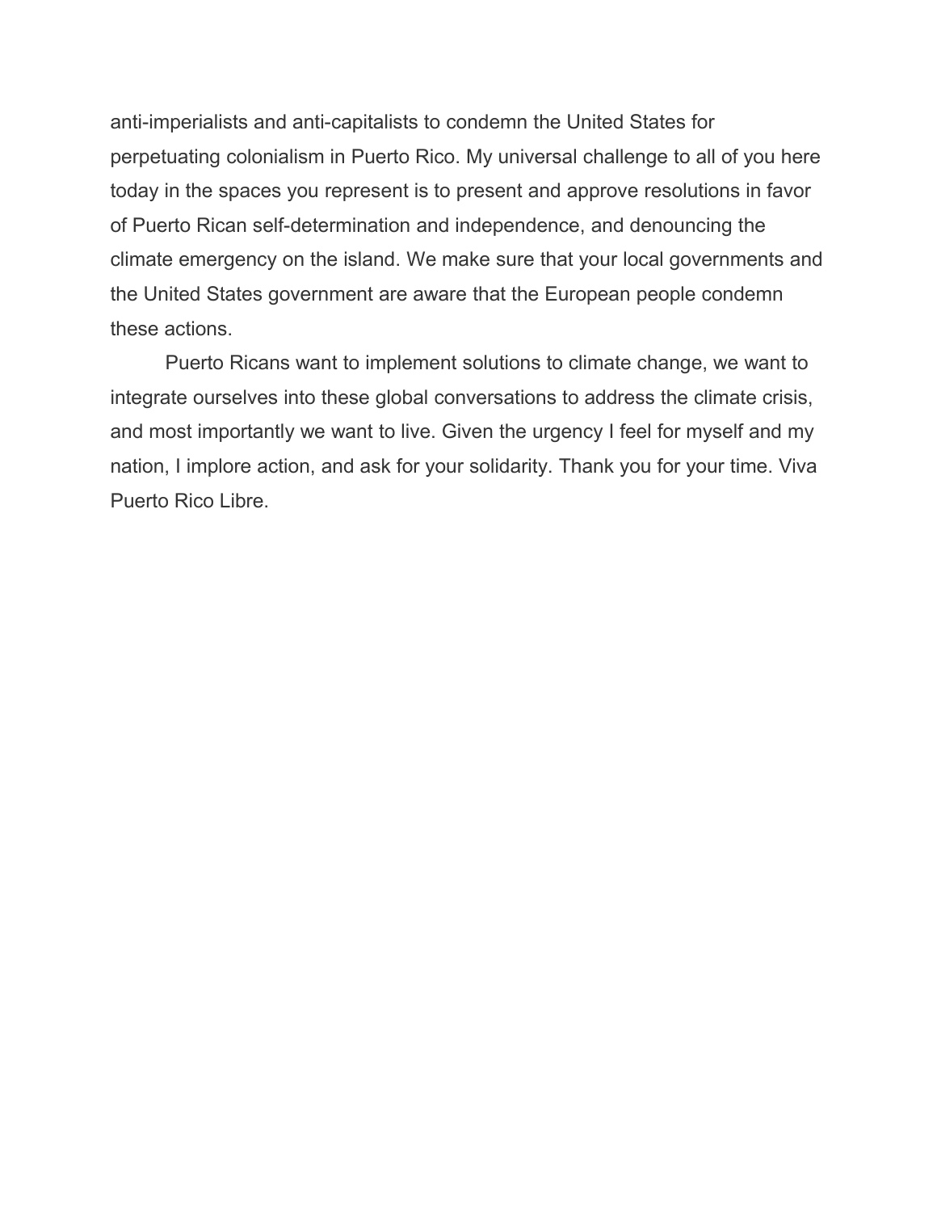anti-imperialists and anti-capitalists to condemn the United States for perpetuating colonialism in Puerto Rico. My universal challenge to all of you here today in the spaces you represent is to present and approve resolutions in favor of Puerto Rican self-determination and independence, and denouncing the climate emergency on the island. We make sure that your local governments and the United States government are aware that the European people condemn these actions.

Puerto Ricans want to implement solutions to climate change, we want to integrate ourselves into these global conversations to address the climate crisis, and most importantly we want to live. Given the urgency I feel for myself and my nation, I implore action, and ask for your solidarity. Thank you for your time. Viva Puerto Rico Libre.